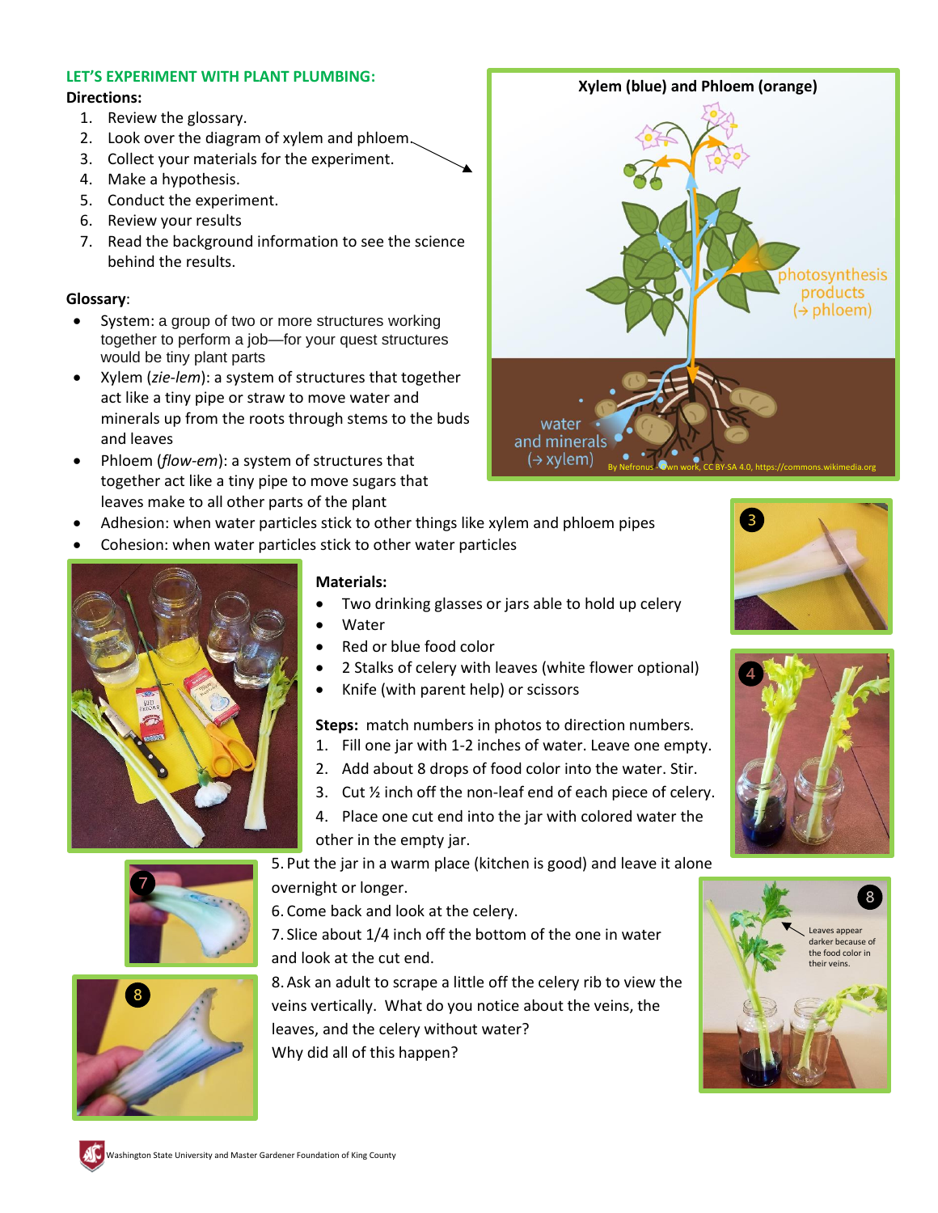## LET'S EXPERIMENT WITH PLANT PLUMBING:

**Directions:**

1. Review the glossary.
2. Look over the diagram of xylem and phloem.
3. Collect your materials for the experiment.
4. Make a hypothesis.
5. Conduct the experiment.
6. Review your results
7. Read the background information to see the science behind the results.

**Glossary**:

- System: a group of two or more structures working together to perform a job—for your quest structures would be tiny plant parts
- Xylem (*zie-lem*): a system of structures that together act like a tiny pipe or straw to move water and minerals up from the roots through stems to the buds and leaves
- Phloem (*flow-em*): a system of structures that together act like a tiny pipe to move sugars that leaves make to all other parts of the plant
- Adhesion: when water particles stick to other things like xylem and phloem pipes
- Cohesion: when water particles stick to other water particles

**Materials:**

- Two drinking glasses or jars able to hold up celery
- Water
- Red or blue food color
- 2 Stalks of celery with leaves (white flower optional)
- Knife (with parent help) or scissors

**Steps:** match numbers in photos to direction numbers.

1. Fill one jar with 1-2 inches of water. Leave one empty.
2. Add about 8 drops of food color into the water. Stir.
3. Cut ½ inch off the non-leaf end of each piece of celery.
4. Place one cut end into the jar with colored water the other in the empty jar.
5. Put the jar in a warm place (kitchen is good) and leave it alone overnight or longer.
6. Come back and look at the celery.
7. Slice about 1/4 inch off the bottom of the one in water and look at the cut end.
8. Ask an adult to scrape a little off the celery rib to view the veins vertically. What do you notice about the veins, the leaves, and the celery without water? Why did all of this happen?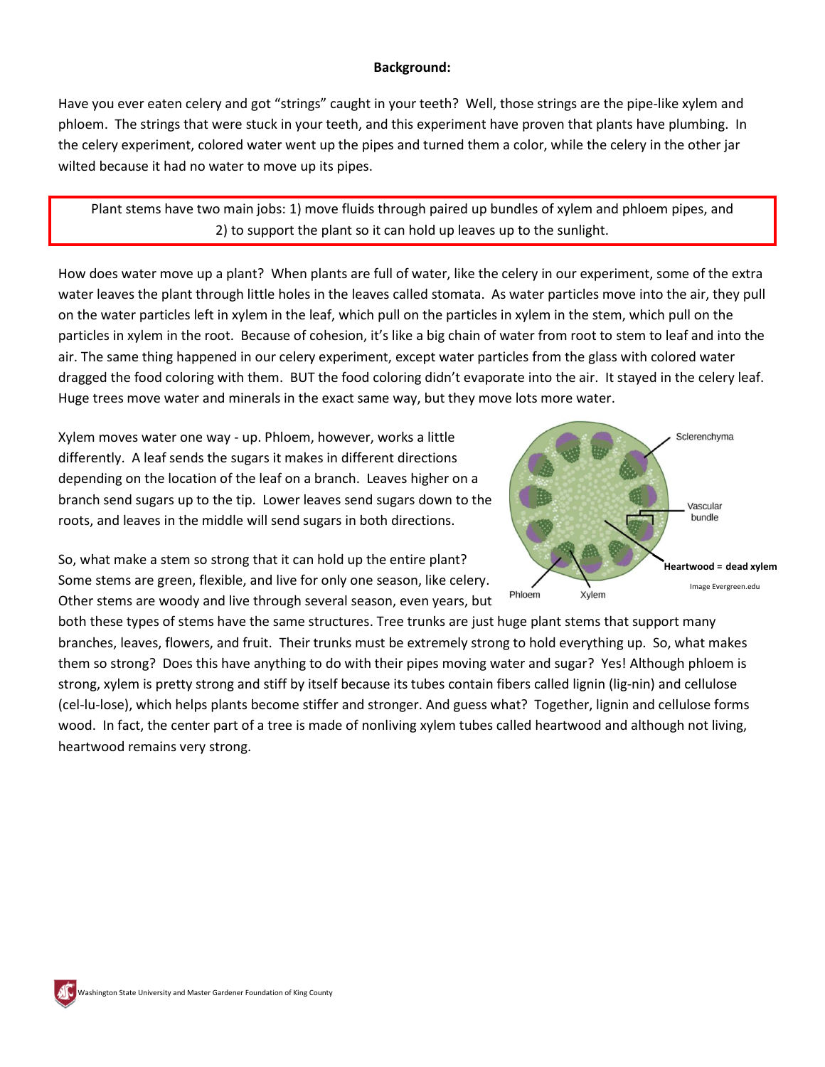**Background:**

Have you ever eaten celery and got "strings" caught in your teeth? Well, those strings are the pipe-like xylem and phloem. The strings that were stuck in your teeth, and this experiment have proven that plants have plumbing. In the celery experiment, colored water went up the pipes and turned them a color, while the celery in the other jar wilted because it had no water to move up its pipes.

Plant stems have two main jobs: 1) move fluids through paired up bundles of xylem and phloem pipes, and 2) to support the plant so it can hold up leaves up to the sunlight.

How does water move up a plant? When plants are full of water, like the celery in our experiment, some of the extra water leaves the plant through little holes in the leaves called stomata. As water particles move into the air, they pull on the water particles left in xylem in the leaf, which pull on the particles in xylem in the stem, which pull on the particles in xylem in the root. Because of cohesion, it's like a big chain of water from root to stem to leaf and into the air. The same thing happened in our celery experiment, except water particles from the glass with colored water dragged the food coloring with them. BUT the food coloring didn't evaporate into the air. It stayed in the celery leaf. Huge trees move water and minerals in the exact same way, but they move lots more water.

Xylem moves water one way - up. Phloem, however, works a little differently. A leaf sends the sugars it makes in different directions depending on the location of the leaf on a branch. Leaves higher on a branch send sugars up to the tip. Lower leaves send sugars down to the roots, and leaves in the middle will send sugars in both directions.

Sclerenchyma

Vascular bundle

Heartwood = dead xylem

Phloem

Xylem

Image Evergreen.edu

So, what make a stem so strong that it can hold up the entire plant? Some stems are green, flexible, and live for only one season, like celery. Other stems are woody and live through several season, even years, but both these types of stems have the same structures. Tree trunks are just huge plant stems that support many branches, leaves, flowers, and fruit. Their trunks must be extremely strong to hold everything up. So, what makes them so strong? Does this have anything to do with their pipes moving water and sugar? Yes! Although phloem is strong, xylem is pretty strong and stiff by itself because its tubes contain fibers called lignin (lig-nin) and cellulose (cel-lu-lose), which helps plants become stiffer and stronger. And guess what? Together, lignin and cellulose forms wood. In fact, the center part of a tree is made of nonliving xylem tubes called heartwood and although not living, heartwood remains very strong.